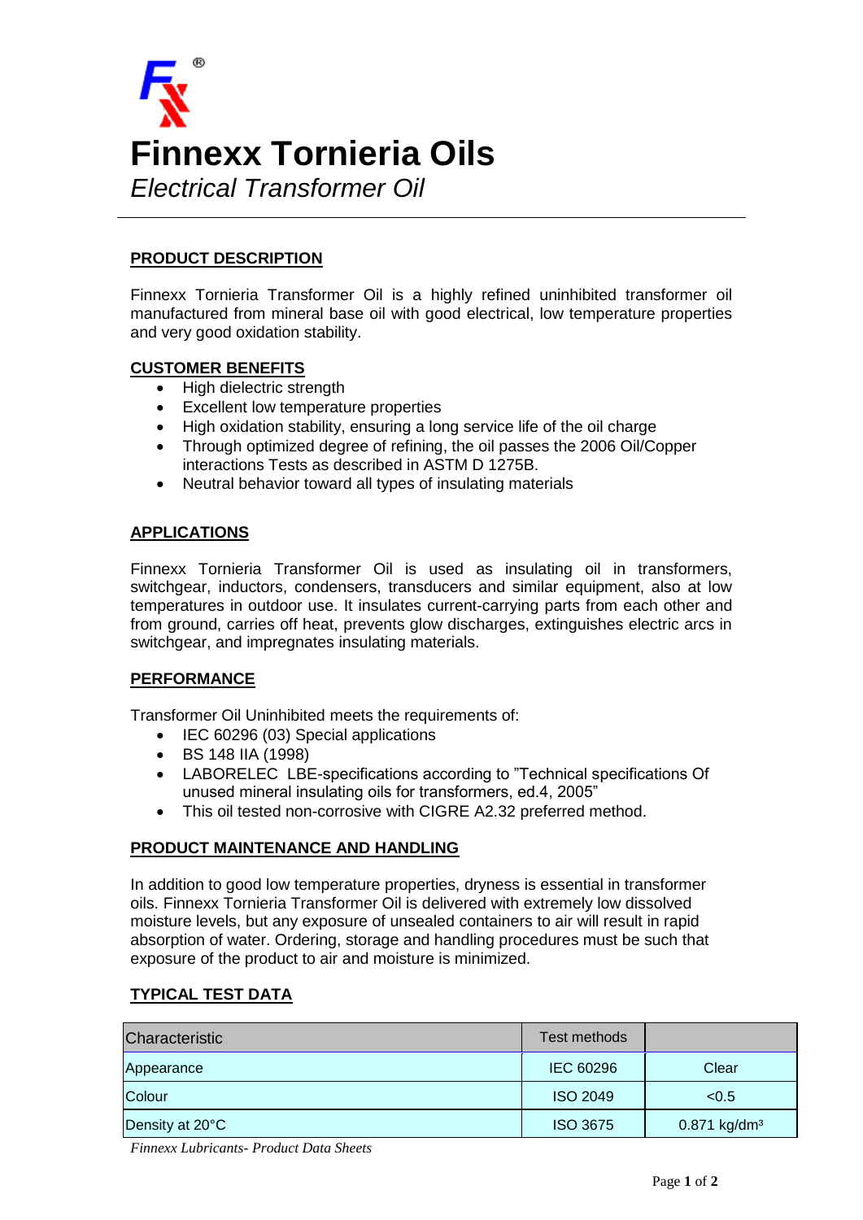# Finnexx Tornieria Oils

*Electrical Transformer Oil*

## PRODUCT DESCRIPTION

Finnexx Tornieria Transformer Oil is a highly refined uninhibited transformer oil manufactured from mineral base oil with good electrical, low temperature properties and very good oxidation stability.

## CUSTOMER BENEFITS

- High dielectric strength
- Excellent low temperature properties
- High oxidation stability, ensuring a long service life of the oil charge
- Through optimized degree of refining, the oil passes the 2006 Oil/Copper interactions Tests as described in ASTM D 1275B.
- Neutral behavior toward all types of insulating materials

## APPLICATIONS

Finnexx Tornieria Transformer Oil is used as insulating oil in transformers, switchgear, inductors, condensers, transducers and similar equipment, also at low temperatures in outdoor use. It insulates current-carrying parts from each other and from ground, carries off heat, prevents glow discharges, extinguishes electric arcs in switchgear, and impregnates insulating materials.

## PERFORMANCE

Transformer Oil Uninhibited meets the requirements of:

- IEC 60296 (03) Special applications
- BS 148 IIA (1998)
- LABORELEC LBE-specifications according to "Technical specifications Of unused mineral insulating oils for transformers, ed.4, 2005"
- This oil tested non-corrosive with CIGRE A2.32 preferred method.

## PRODUCT MAINTENANCE AND HANDLING

In addition to good low temperature properties, dryness is essential in transformer oils. Finnexx Tornieria Transformer Oil is delivered with extremely low dissolved moisture levels, but any exposure of unsealed containers to air will result in rapid absorption of water. Ordering, storage and handling procedures must be such that exposure of the product to air and moisture is minimized.

## TYPICAL TEST DATA

| Characteristic | Test methods | |
|---|---|---|
| Appearance | IEC 60296 | Clear |
| Colour | ISO 2049 | <0.5 |
| Density at 20°C | ISO 3675 | 0.871 kg/dm³ |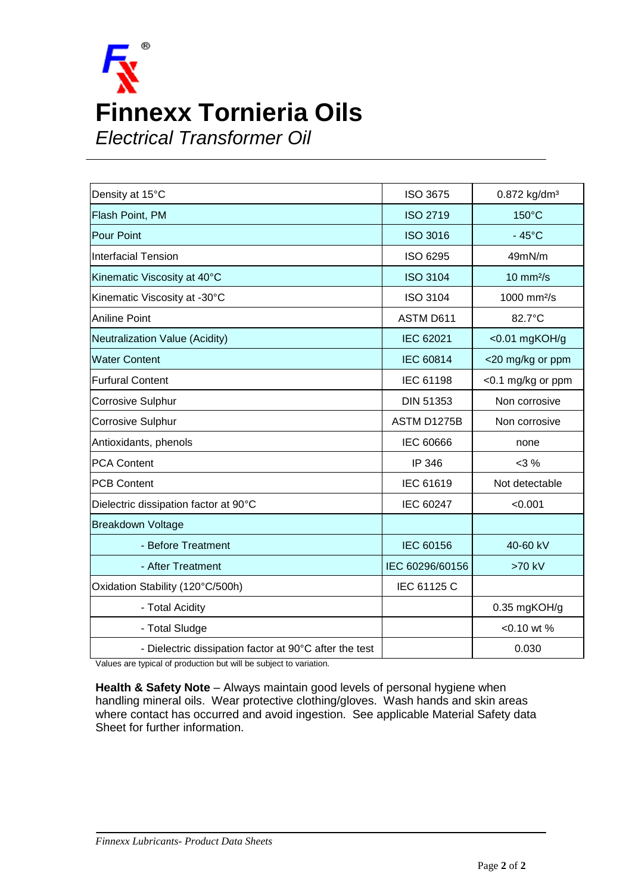# Finnexx Tornieria Oils

*Electrical Transformer Oil*

| | | |
|---|---|---|
| Density at 15°C | ISO 3675 | 0.872 kg/dm³ |
| Flash Point, PM | ISO 2719 | 150°C |
| Pour Point | ISO 3016 | - 45°C |
| Interfacial Tension | ISO 6295 | 49mN/m |
| Kinematic Viscosity at 40°C | ISO 3104 | 10 mm²/s |
| Kinematic Viscosity at -30°C | ISO 3104 | 1000 mm²/s |
| Aniline Point | ASTM D611 | 82.7°C |
| Neutralization Value (Acidity) | IEC 62021 | <0.01 mgKOH/g |
| Water Content | IEC 60814 | <20 mg/kg or ppm |
| Furfural Content | IEC 61198 | <0.1 mg/kg or ppm |
| Corrosive Sulphur | DIN 51353 | Non corrosive |
| Corrosive Sulphur | ASTM D1275B | Non corrosive |
| Antioxidants, phenols | IEC 60666 | none |
| PCA Content | IP 346 | <3 % |
| PCB Content | IEC 61619 | Not detectable |
| Dielectric dissipation factor at 90°C | IEC 60247 | <0.001 |
| Breakdown Voltage | | |
| - Before Treatment | IEC 60156 | 40-60 kV |
| - After Treatment | IEC 60296/60156 | >70 kV |
| Oxidation Stability (120°C/500h) | IEC 61125 C | |
| - Total Acidity | | 0.35 mgKOH/g |
| - Total Sludge | | <0.10 wt % |
| - Dielectric dissipation factor at 90°C after the test | | 0.030 |

Values are typical of production but will be subject to variation.

**Health & Safety Note** – Always maintain good levels of personal hygiene when handling mineral oils. Wear protective clothing/gloves. Wash hands and skin areas where contact has occurred and avoid ingestion. See applicable Material Safety data Sheet for further information.